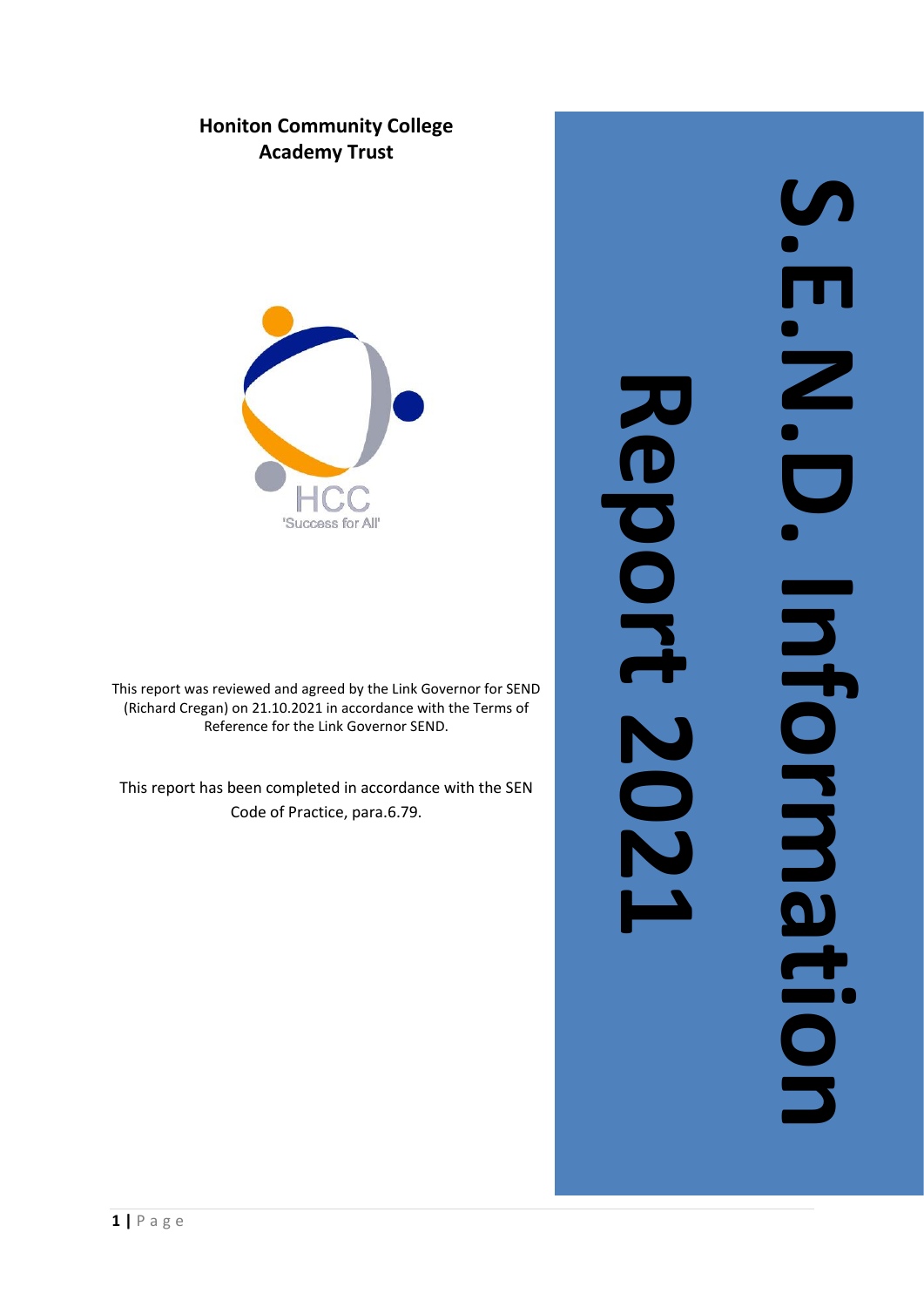**Honiton Community College Academy Trust**

# S.E.N.D. Information Report 2021

HCC
'Success for All'

This report was reviewed and agreed by the Link Governor for SEND (Richard Cregan) on 21.10.2021 in accordance with the Terms of Reference for the Link Governor SEND.

This report has been completed in accordance with the SEN Code of Practice, para.6.79.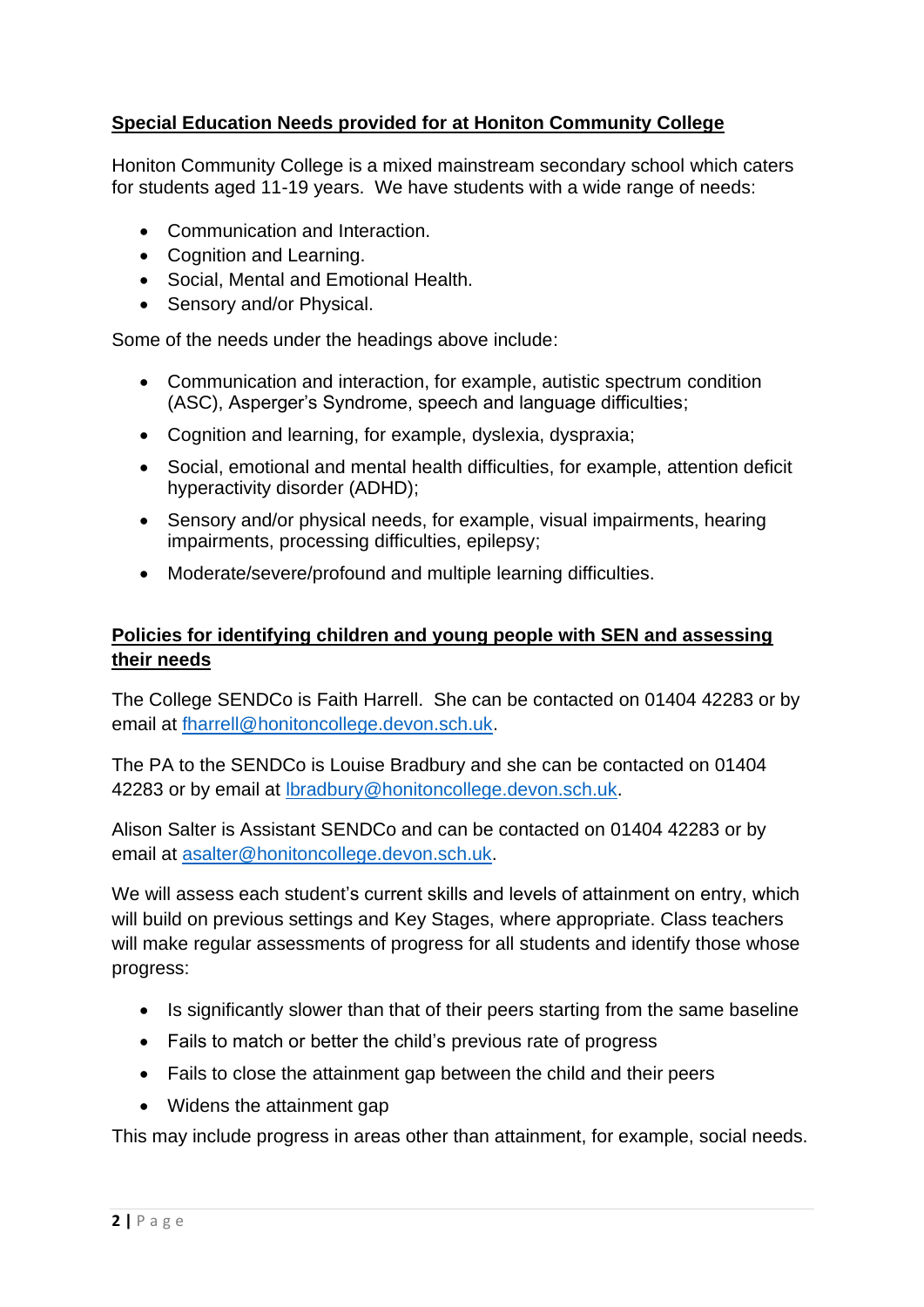## Special Education Needs provided for at Honiton Community College

Honiton Community College is a mixed mainstream secondary school which caters for students aged 11-19 years. We have students with a wide range of needs:

- Communication and Interaction.
- Cognition and Learning.
- Social, Mental and Emotional Health.
- Sensory and/or Physical.

Some of the needs under the headings above include:

- Communication and interaction, for example, autistic spectrum condition (ASC), Asperger's Syndrome, speech and language difficulties;
- Cognition and learning, for example, dyslexia, dyspraxia;
- Social, emotional and mental health difficulties, for example, attention deficit hyperactivity disorder (ADHD);
- Sensory and/or physical needs, for example, visual impairments, hearing impairments, processing difficulties, epilepsy;
- Moderate/severe/profound and multiple learning difficulties.

## Policies for identifying children and young people with SEN and assessing their needs

The College SENDCo is Faith Harrell. She can be contacted on 01404 42283 or by email at fharrell@honitoncollege.devon.sch.uk.

The PA to the SENDCo is Louise Bradbury and she can be contacted on 01404 42283 or by email at lbradbury@honitoncollege.devon.sch.uk.

Alison Salter is Assistant SENDCo and can be contacted on 01404 42283 or by email at asalter@honitoncollege.devon.sch.uk.

We will assess each student's current skills and levels of attainment on entry, which will build on previous settings and Key Stages, where appropriate. Class teachers will make regular assessments of progress for all students and identify those whose progress:

- Is significantly slower than that of their peers starting from the same baseline
- Fails to match or better the child's previous rate of progress
- Fails to close the attainment gap between the child and their peers
- Widens the attainment gap

This may include progress in areas other than attainment, for example, social needs.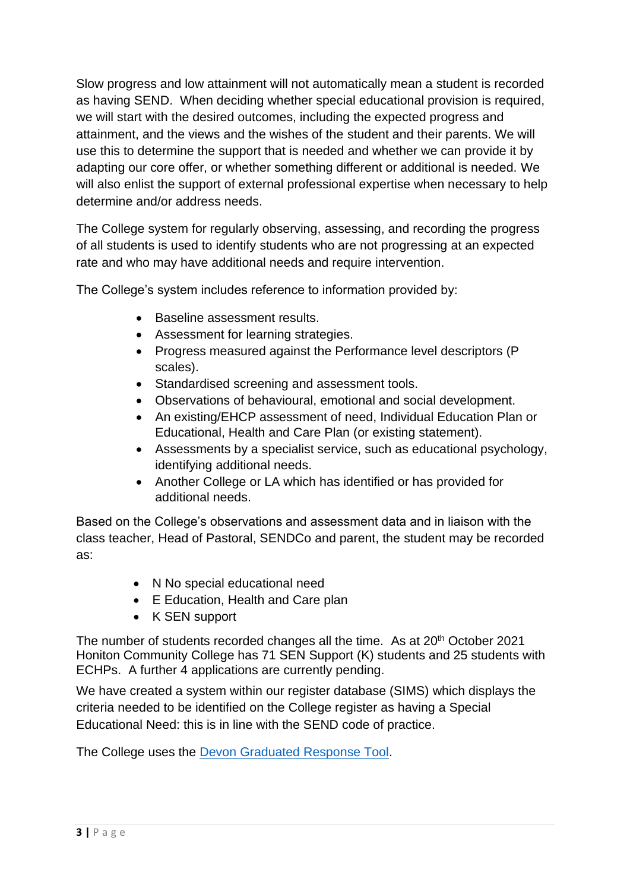Slow progress and low attainment will not automatically mean a student is recorded as having SEND. When deciding whether special educational provision is required, we will start with the desired outcomes, including the expected progress and attainment, and the views and the wishes of the student and their parents. We will use this to determine the support that is needed and whether we can provide it by adapting our core offer, or whether something different or additional is needed. We will also enlist the support of external professional expertise when necessary to help determine and/or address needs.

The College system for regularly observing, assessing, and recording the progress of all students is used to identify students who are not progressing at an expected rate and who may have additional needs and require intervention.

The College's system includes reference to information provided by:

- Baseline assessment results.
- Assessment for learning strategies.
- Progress measured against the Performance level descriptors (P scales).
- Standardised screening and assessment tools.
- Observations of behavioural, emotional and social development.
- An existing/EHCP assessment of need, Individual Education Plan or Educational, Health and Care Plan (or existing statement).
- Assessments by a specialist service, such as educational psychology, identifying additional needs.
- Another College or LA which has identified or has provided for additional needs.

Based on the College's observations and assessment data and in liaison with the class teacher, Head of Pastoral, SENDCo and parent, the student may be recorded as:

- N No special educational need
- E Education, Health and Care plan
- K SEN support

The number of students recorded changes all the time. As at 20th October 2021 Honiton Community College has 71 SEN Support (K) students and 25 students with ECHPs. A further 4 applications are currently pending.

We have created a system within our register database (SIMS) which displays the criteria needed to be identified on the College register as having a Special Educational Need: this is in line with the SEND code of practice.

The College uses the Devon Graduated Response Tool.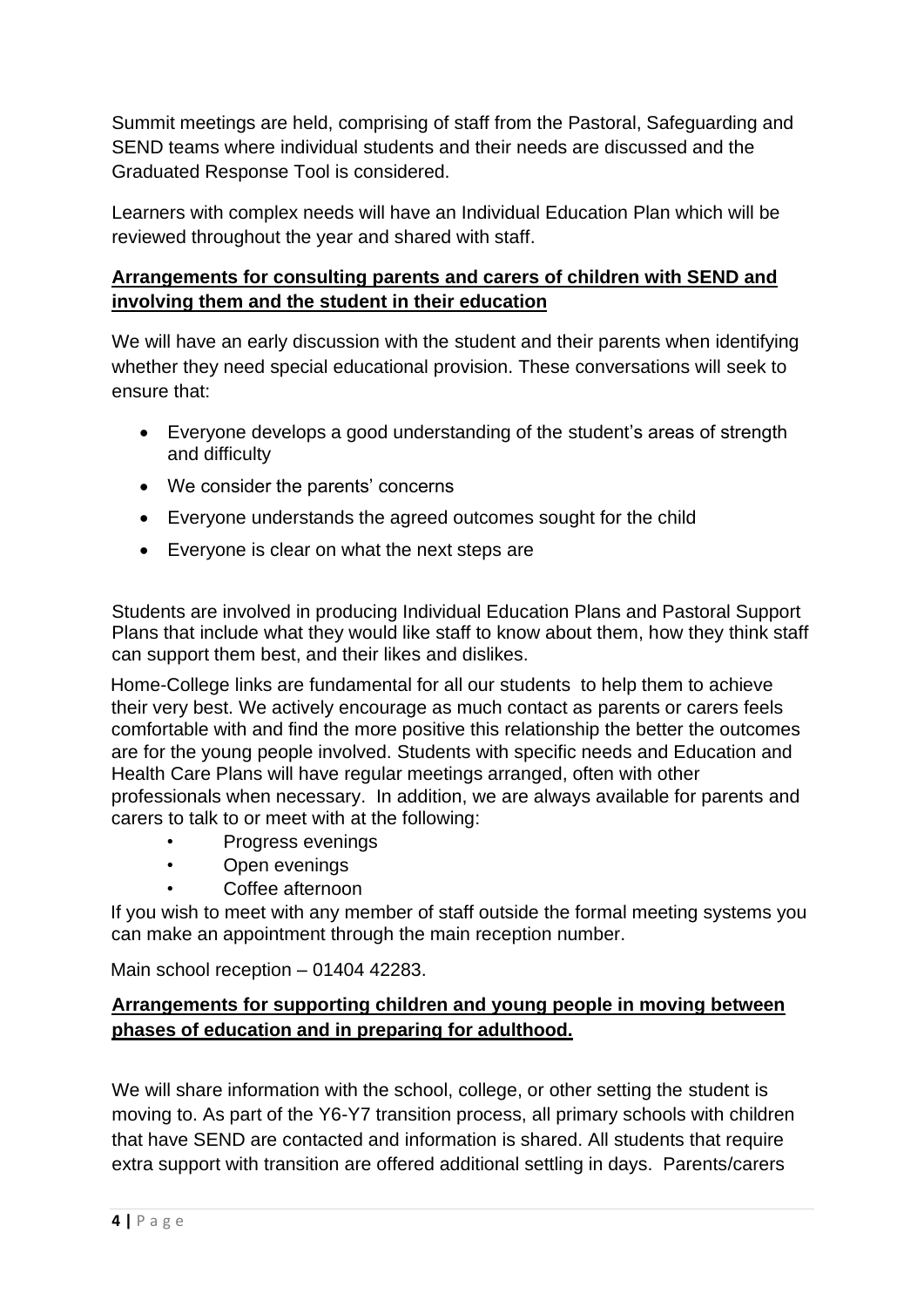Summit meetings are held, comprising of staff from the Pastoral, Safeguarding and SEND teams where individual students and their needs are discussed and the Graduated Response Tool is considered.

Learners with complex needs will have an Individual Education Plan which will be reviewed throughout the year and shared with staff.

**Arrangements for consulting parents and carers of children with SEND and involving them and the student in their education**

We will have an early discussion with the student and their parents when identifying whether they need special educational provision. These conversations will seek to ensure that:

- Everyone develops a good understanding of the student's areas of strength and difficulty
- We consider the parents' concerns
- Everyone understands the agreed outcomes sought for the child
- Everyone is clear on what the next steps are

Students are involved in producing Individual Education Plans and Pastoral Support Plans that include what they would like staff to know about them, how they think staff can support them best, and their likes and dislikes.

Home-College links are fundamental for all our students to help them to achieve their very best. We actively encourage as much contact as parents or carers feels comfortable with and find the more positive this relationship the better the outcomes are for the young people involved. Students with specific needs and Education and Health Care Plans will have regular meetings arranged, often with other professionals when necessary. In addition, we are always available for parents and carers to talk to or meet with at the following:

- Progress evenings
- Open evenings
- Coffee afternoon

If you wish to meet with any member of staff outside the formal meeting systems you can make an appointment through the main reception number.

Main school reception – 01404 42283.

**Arrangements for supporting children and young people in moving between phases of education and in preparing for adulthood.**

We will share information with the school, college, or other setting the student is moving to. As part of the Y6-Y7 transition process, all primary schools with children that have SEND are contacted and information is shared. All students that require extra support with transition are offered additional settling in days. Parents/carers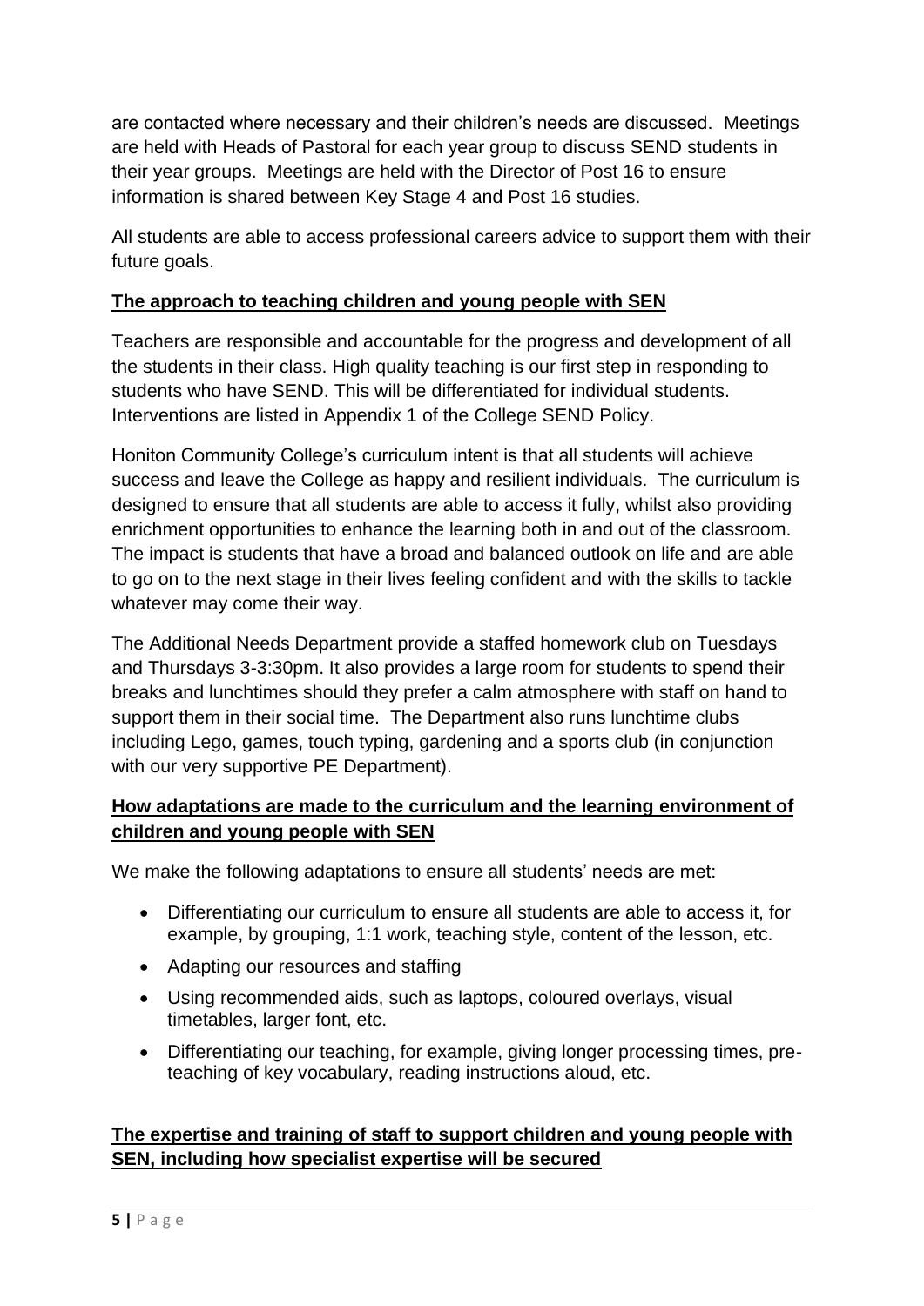are contacted where necessary and their children's needs are discussed. Meetings are held with Heads of Pastoral for each year group to discuss SEND students in their year groups. Meetings are held with the Director of Post 16 to ensure information is shared between Key Stage 4 and Post 16 studies.

All students are able to access professional careers advice to support them with their future goals.

## The approach to teaching children and young people with SEN

Teachers are responsible and accountable for the progress and development of all the students in their class. High quality teaching is our first step in responding to students who have SEND. This will be differentiated for individual students. Interventions are listed in Appendix 1 of the College SEND Policy.

Honiton Community College's curriculum intent is that all students will achieve success and leave the College as happy and resilient individuals. The curriculum is designed to ensure that all students are able to access it fully, whilst also providing enrichment opportunities to enhance the learning both in and out of the classroom. The impact is students that have a broad and balanced outlook on life and are able to go on to the next stage in their lives feeling confident and with the skills to tackle whatever may come their way.

The Additional Needs Department provide a staffed homework club on Tuesdays and Thursdays 3-3:30pm. It also provides a large room for students to spend their breaks and lunchtimes should they prefer a calm atmosphere with staff on hand to support them in their social time. The Department also runs lunchtime clubs including Lego, games, touch typing, gardening and a sports club (in conjunction with our very supportive PE Department).

## How adaptations are made to the curriculum and the learning environment of children and young people with SEN

We make the following adaptations to ensure all students' needs are met:

- Differentiating our curriculum to ensure all students are able to access it, for example, by grouping, 1:1 work, teaching style, content of the lesson, etc.
- Adapting our resources and staffing
- Using recommended aids, such as laptops, coloured overlays, visual timetables, larger font, etc.
- Differentiating our teaching, for example, giving longer processing times, pre-teaching of key vocabulary, reading instructions aloud, etc.

## The expertise and training of staff to support children and young people with SEN, including how specialist expertise will be secured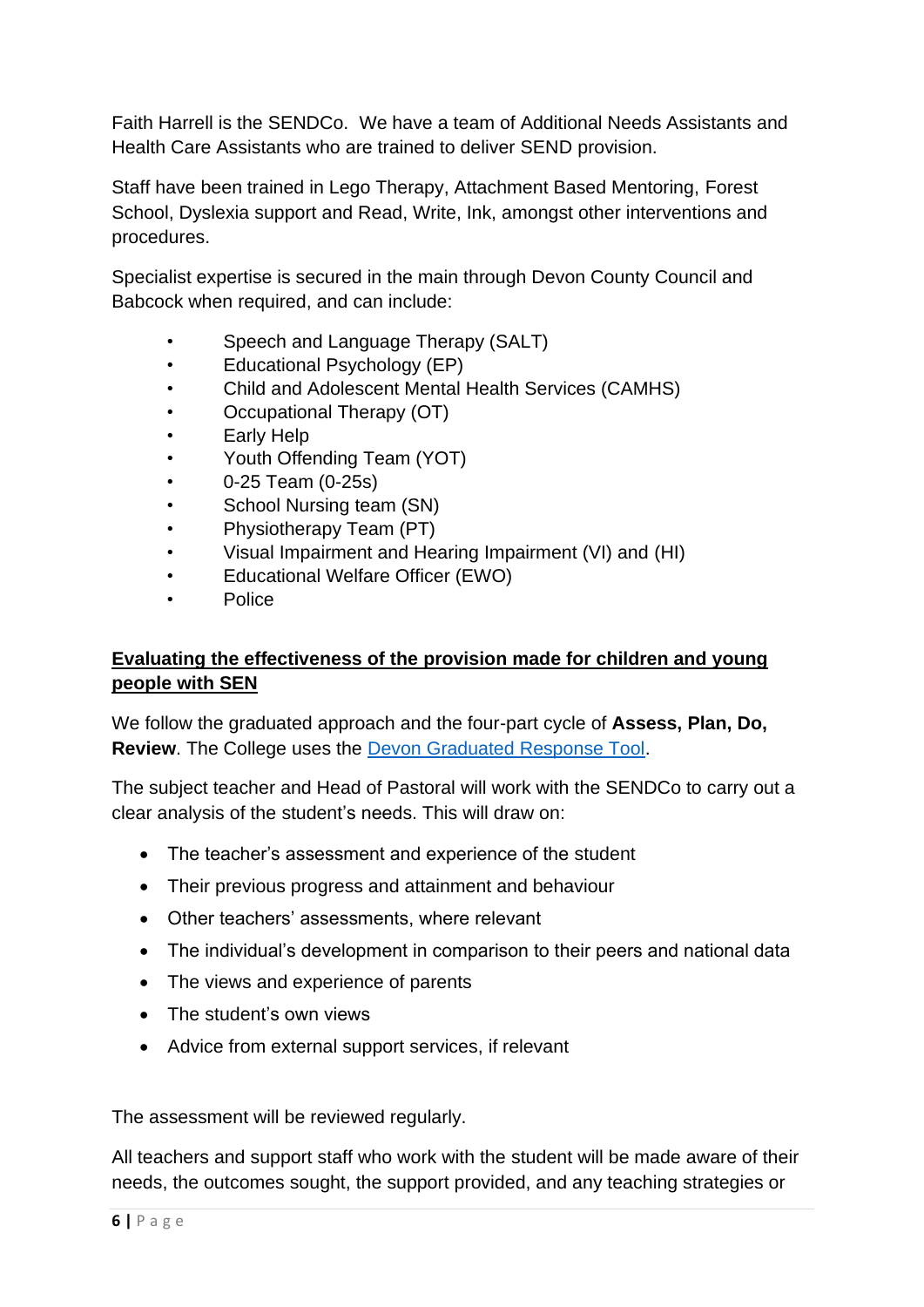Faith Harrell is the SENDCo. We have a team of Additional Needs Assistants and Health Care Assistants who are trained to deliver SEND provision.

Staff have been trained in Lego Therapy, Attachment Based Mentoring, Forest School, Dyslexia support and Read, Write, Ink, amongst other interventions and procedures.

Specialist expertise is secured in the main through Devon County Council and Babcock when required, and can include:

- Speech and Language Therapy (SALT)
- Educational Psychology (EP)
- Child and Adolescent Mental Health Services (CAMHS)
- Occupational Therapy (OT)
- Early Help
- Youth Offending Team (YOT)
- 0-25 Team (0-25s)
- School Nursing team (SN)
- Physiotherapy Team (PT)
- Visual Impairment and Hearing Impairment (VI) and (HI)
- Educational Welfare Officer (EWO)
- Police

## Evaluating the effectiveness of the provision made for children and young people with SEN

We follow the graduated approach and the four-part cycle of **Assess, Plan, Do, Review**. The College uses the [Devon Graduated Response Tool](#).

The subject teacher and Head of Pastoral will work with the SENDCo to carry out a clear analysis of the student's needs. This will draw on:

- The teacher's assessment and experience of the student
- Their previous progress and attainment and behaviour
- Other teachers' assessments, where relevant
- The individual's development in comparison to their peers and national data
- The views and experience of parents
- The student's own views
- Advice from external support services, if relevant

The assessment will be reviewed regularly.

All teachers and support staff who work with the student will be made aware of their needs, the outcomes sought, the support provided, and any teaching strategies or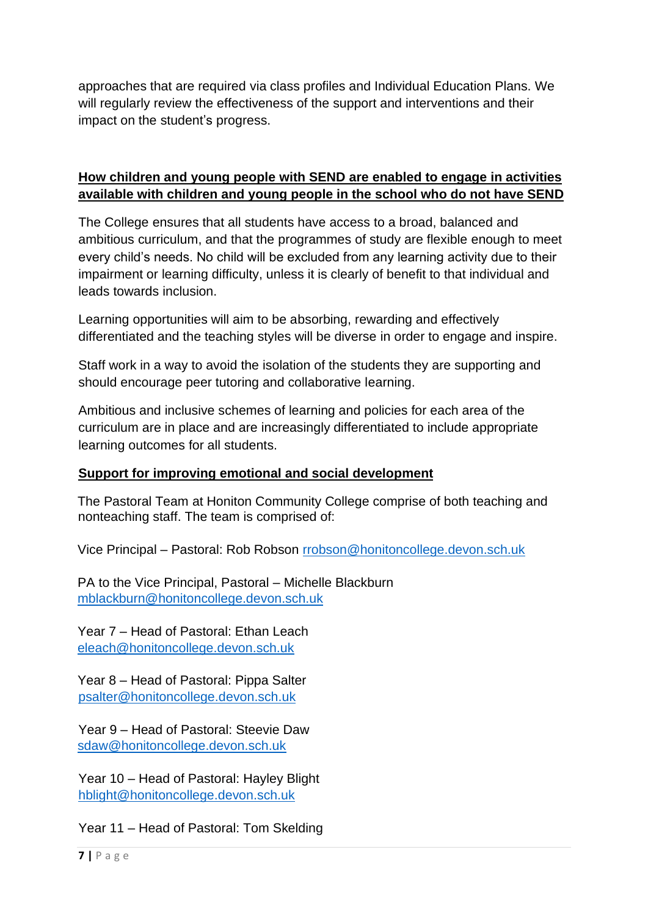approaches that are required via class profiles and Individual Education Plans. We will regularly review the effectiveness of the support and interventions and their impact on the student's progress.

## How children and young people with SEND are enabled to engage in activities available with children and young people in the school who do not have SEND

The College ensures that all students have access to a broad, balanced and ambitious curriculum, and that the programmes of study are flexible enough to meet every child's needs. No child will be excluded from any learning activity due to their impairment or learning difficulty, unless it is clearly of benefit to that individual and leads towards inclusion.

Learning opportunities will aim to be absorbing, rewarding and effectively differentiated and the teaching styles will be diverse in order to engage and inspire.

Staff work in a way to avoid the isolation of the students they are supporting and should encourage peer tutoring and collaborative learning.

Ambitious and inclusive schemes of learning and policies for each area of the curriculum are in place and are increasingly differentiated to include appropriate learning outcomes for all students.

## Support for improving emotional and social development

The Pastoral Team at Honiton Community College comprise of both teaching and nonteaching staff. The team is comprised of:

Vice Principal – Pastoral: Rob Robson rrobson@honitoncollege.devon.sch.uk

PA to the Vice Principal, Pastoral – Michelle Blackburn
mblackburn@honitoncollege.devon.sch.uk

Year 7 – Head of Pastoral: Ethan Leach
eleach@honitoncollege.devon.sch.uk

Year 8 – Head of Pastoral: Pippa Salter
psalter@honitoncollege.devon.sch.uk

Year 9 – Head of Pastoral: Steevie Daw
sdaw@honitoncollege.devon.sch.uk

Year 10 – Head of Pastoral: Hayley Blight
hblight@honitoncollege.devon.sch.uk

Year 11 – Head of Pastoral: Tom Skelding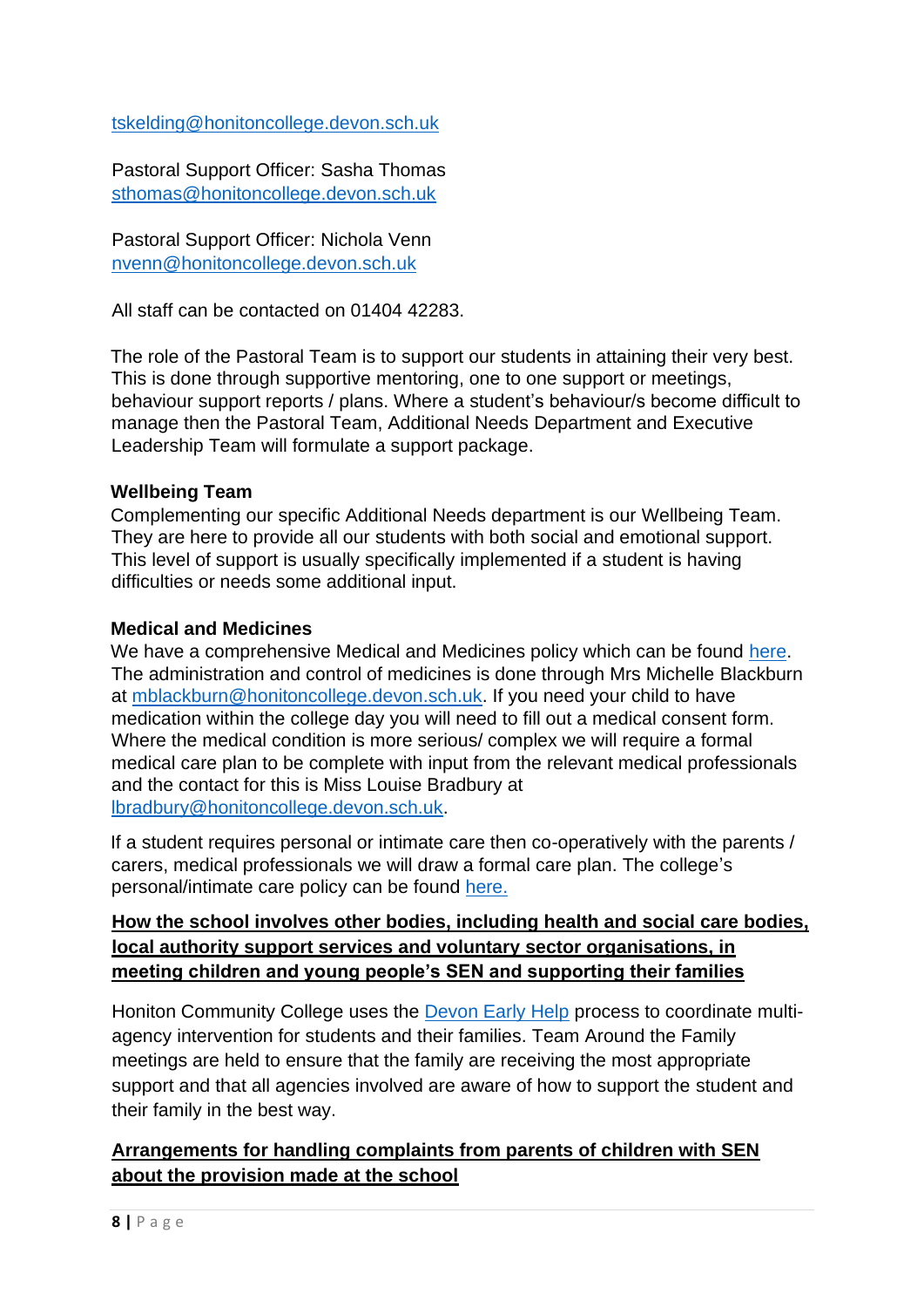tskelding@honitoncollege.devon.sch.uk

Pastoral Support Officer: Sasha Thomas
sthomas@honitoncollege.devon.sch.uk

Pastoral Support Officer: Nichola Venn
nvenn@honitoncollege.devon.sch.uk

All staff can be contacted on 01404 42283.

The role of the Pastoral Team is to support our students in attaining their very best. This is done through supportive mentoring, one to one support or meetings, behaviour support reports / plans. Where a student's behaviour/s become difficult to manage then the Pastoral Team, Additional Needs Department and Executive Leadership Team will formulate a support package.

**Wellbeing Team**
Complementing our specific Additional Needs department is our Wellbeing Team. They are here to provide all our students with both social and emotional support. This level of support is usually specifically implemented if a student is having difficulties or needs some additional input.

**Medical and Medicines**
We have a comprehensive Medical and Medicines policy which can be found here. The administration and control of medicines is done through Mrs Michelle Blackburn at mblackburn@honitoncollege.devon.sch.uk. If you need your child to have medication within the college day you will need to fill out a medical consent form. Where the medical condition is more serious/ complex we will require a formal medical care plan to be complete with input from the relevant medical professionals and the contact for this is Miss Louise Bradbury at lbradbury@honitoncollege.devon.sch.uk.

If a student requires personal or intimate care then co-operatively with the parents / carers, medical professionals we will draw a formal care plan. The college's personal/intimate care policy can be found here.

## How the school involves other bodies, including health and social care bodies, local authority support services and voluntary sector organisations, in meeting children and young people's SEN and supporting their families

Honiton Community College uses the Devon Early Help process to coordinate multi-agency intervention for students and their families. Team Around the Family meetings are held to ensure that the family are receiving the most appropriate support and that all agencies involved are aware of how to support the student and their family in the best way.

## Arrangements for handling complaints from parents of children with SEN about the provision made at the school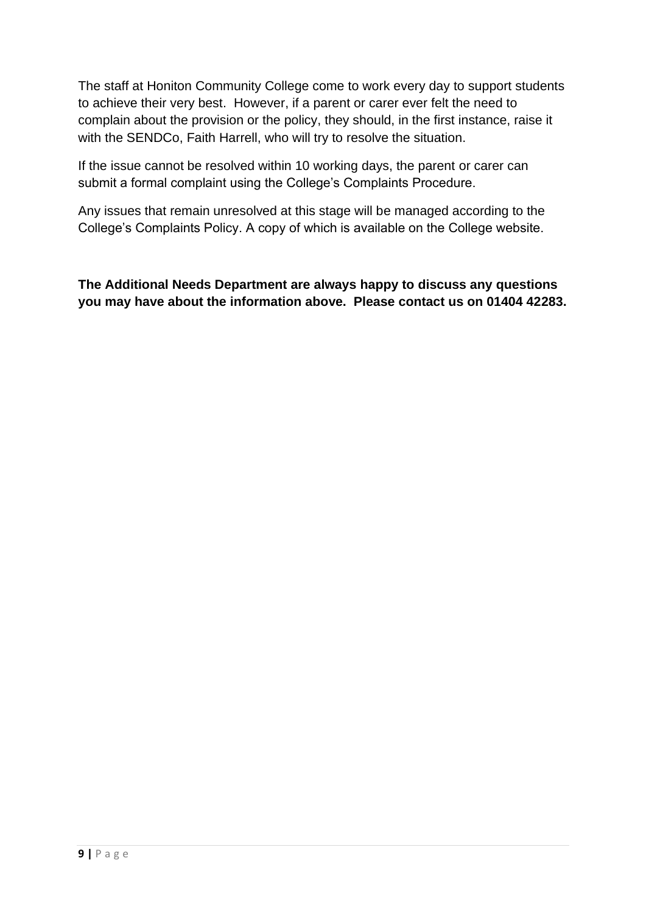The staff at Honiton Community College come to work every day to support students to achieve their very best. However, if a parent or carer ever felt the need to complain about the provision or the policy, they should, in the first instance, raise it with the SENDCo, Faith Harrell, who will try to resolve the situation.

If the issue cannot be resolved within 10 working days, the parent or carer can submit a formal complaint using the College's Complaints Procedure.

Any issues that remain unresolved at this stage will be managed according to the College's Complaints Policy. A copy of which is available on the College website.

**The Additional Needs Department are always happy to discuss any questions you may have about the information above. Please contact us on 01404 42283.**